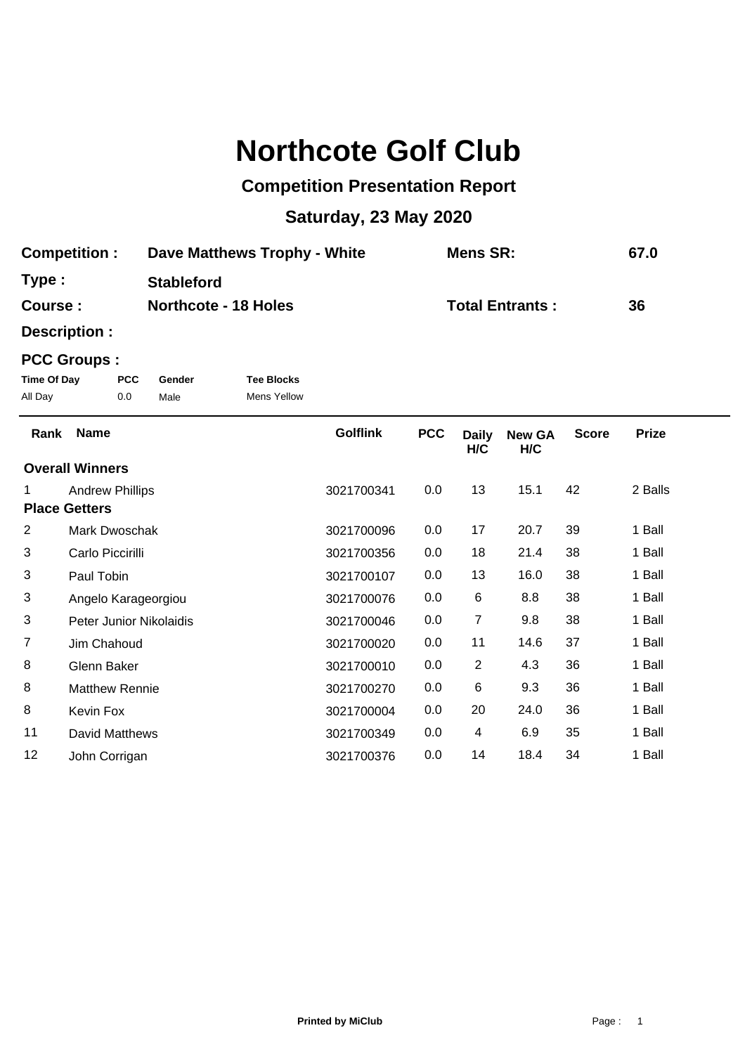# Northcote Golf Club

## Competition Presentation Report

### Saturday, 23 May 2020

**Competition :** **Dave Matthews Trophy - White** **Mens SR:** **67.0**

**Type :** **Stableford**

**Course :** **Northcote - 18 Holes** **Total Entrants :** **36**

**Description :**

**PCC Groups :**

| Time Of Day | PCC | Gender | Tee Blocks |
|---|---|---|---|
| All Day | 0.0 | Male | Mens Yellow |

| Rank | Name | Golflink | PCC | Daily H/C | New GA H/C | Score | Prize |
|---|---|---|---|---|---|---|---|
| **Overall Winners** | | | | | | | |
| 1 | Andrew Phillips | 3021700341 | 0.0 | 13 | 15.1 | 42 | 2 Balls |
| **Place Getters** | | | | | | | |
| 2 | Mark Dwoschak | 3021700096 | 0.0 | 17 | 20.7 | 39 | 1 Ball |
| 3 | Carlo Piccirilli | 3021700356 | 0.0 | 18 | 21.4 | 38 | 1 Ball |
| 3 | Paul Tobin | 3021700107 | 0.0 | 13 | 16.0 | 38 | 1 Ball |
| 3 | Angelo Karageorgiou | 3021700076 | 0.0 | 6 | 8.8 | 38 | 1 Ball |
| 3 | Peter Junior Nikolaidis | 3021700046 | 0.0 | 7 | 9.8 | 38 | 1 Ball |
| 7 | Jim Chahoud | 3021700020 | 0.0 | 11 | 14.6 | 37 | 1 Ball |
| 8 | Glenn Baker | 3021700010 | 0.0 | 2 | 4.3 | 36 | 1 Ball |
| 8 | Matthew Rennie | 3021700270 | 0.0 | 6 | 9.3 | 36 | 1 Ball |
| 8 | Kevin Fox | 3021700004 | 0.0 | 20 | 24.0 | 36 | 1 Ball |
| 11 | David Matthews | 3021700349 | 0.0 | 4 | 6.9 | 35 | 1 Ball |
| 12 | John Corrigan | 3021700376 | 0.0 | 14 | 18.4 | 34 | 1 Ball |

**Printed by MiClub**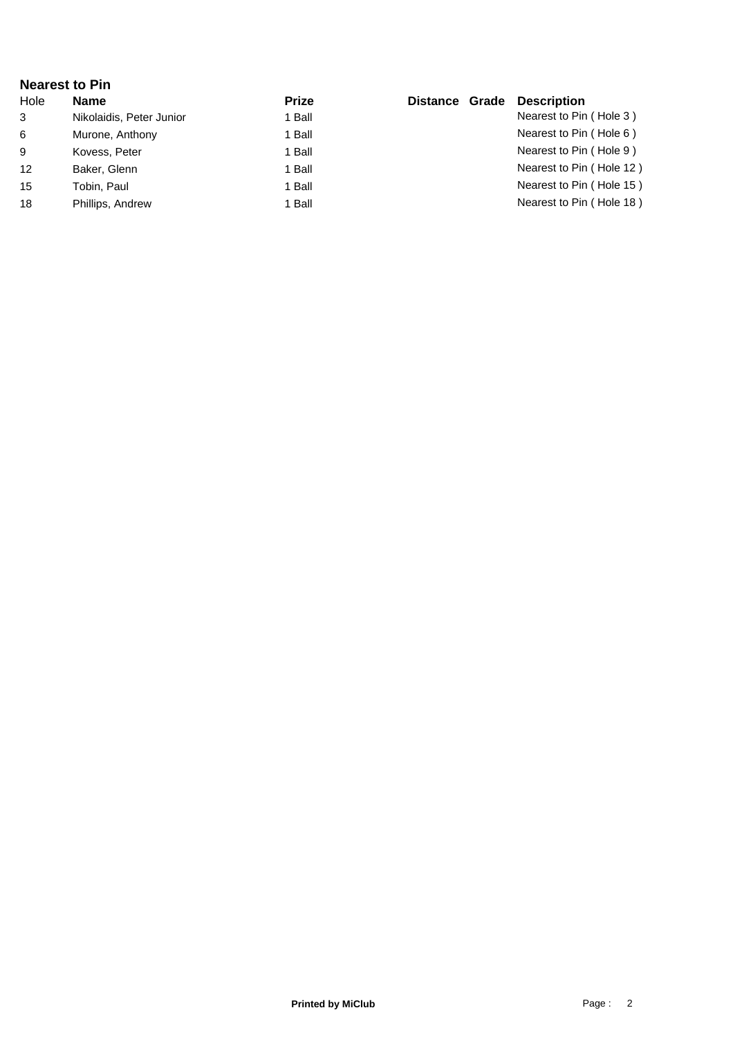**Nearest to Pin**

| Hole | Name | Prize | Distance | Grade | Description |
| --- | --- | --- | --- | --- | --- |
| 3 | Nikolaidis, Peter Junior | 1 Ball | | | Nearest to Pin ( Hole 3 ) |
| 6 | Murone, Anthony | 1 Ball | | | Nearest to Pin ( Hole 6 ) |
| 9 | Kovess, Peter | 1 Ball | | | Nearest to Pin ( Hole 9 ) |
| 12 | Baker, Glenn | 1 Ball | | | Nearest to Pin ( Hole 12 ) |
| 15 | Tobin, Paul | 1 Ball | | | Nearest to Pin ( Hole 15 ) |
| 18 | Phillips, Andrew | 1 Ball | | | Nearest to Pin ( Hole 18 ) |

**Printed by MiClub**